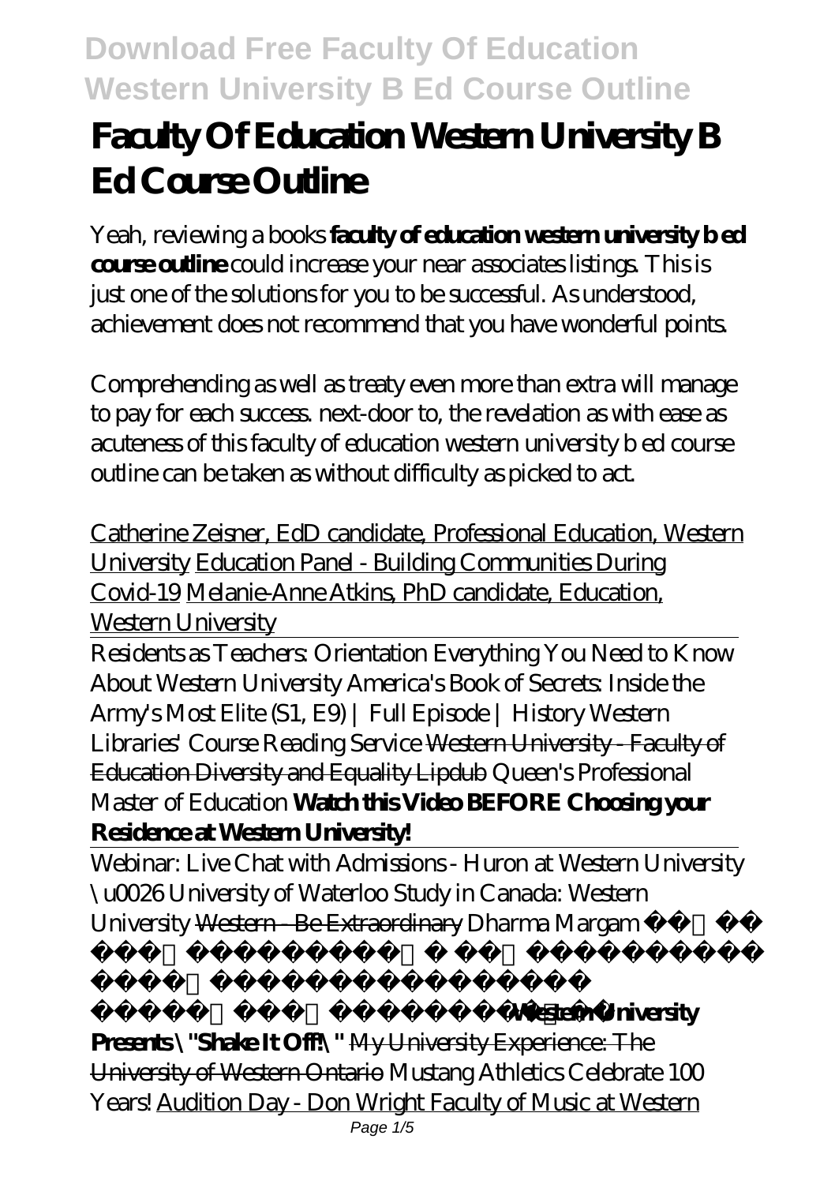# Faculty Of Education Western University B Ed Course Outline

Yeah, reviewing a books **faculty of education western university b ed course outline** could increase your near associates listings. This is just one of the solutions for you to be successful. As understood, achievement does not recommend that you have wonderful points.

Comprehending as well as treaty even more than extra will manage to pay for each success. next-door to, the revelation as with ease as acuteness of this faculty of education western university b ed course outline can be taken as without difficulty as picked to act.

Catherine Zeisner, EdD candidate, Professional Education, Western University Education Panel - Building Communities During Covid-19 Melanie-Anne Atkins, PhD candidate, Education, Western University

Residents as Teachers: Orientation *Everything You Need to Know About Western University America's Book of Secrets: Inside the Army's Most Elite (S1, E9) | Full Episode | History Western Libraries' Course Reading Service* Western University - Faculty of Education Diversity and Equality Lipdub *Queen's Professional Master of Education* **Watch this Video BEFORE Choosing your Residence at Western University!**

Webinar: Live Chat with Admissions - Huron at Western University \u0026 University of Waterloo *Study in Canada: Western University* Western - Be Extraordinary *Dharma Margam* **Western University Presents \"Shake It Off!\"** My University Experience: The University of Western Ontario *Mustang Athletics Celebrate 100 Years!* Audition Day - Don Wright Faculty of Music at Western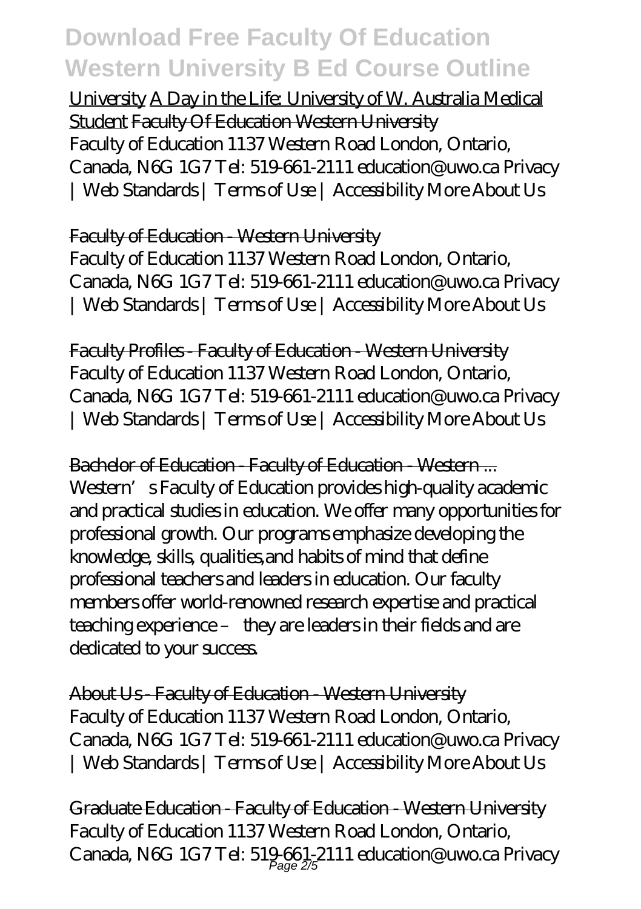University A Day in the Life: University of W. Australia Medical Student ~~Faculty Of Education Western University~~

Faculty of Education 1137 Western Road London, Ontario, Canada, N6G 1G7 Tel: 519-661-2111 education@uwo.ca Privacy | Web Standards | Terms of Use | Accessibility More About Us

Faculty of Education - Western University

Faculty of Education 1137 Western Road London, Ontario, Canada, N6G 1G7 Tel: 519-661-2111 education@uwo.ca Privacy | Web Standards | Terms of Use | Accessibility More About Us

Faculty Profiles - Faculty of Education - Western University

Faculty of Education 1137 Western Road London, Ontario, Canada, N6G 1G7 Tel: 519-661-2111 education@uwo.ca Privacy | Web Standards | Terms of Use | Accessibility More About Us

Bachelor of Education - Faculty of Education - Western ...

Western's Faculty of Education provides high-quality academic and practical studies in education. We offer many opportunities for professional growth. Our programs emphasize developing the knowledge, skills, qualities,and habits of mind that define professional teachers and leaders in education. Our faculty members offer world-renowned research expertise and practical teaching experience – they are leaders in their fields and are dedicated to your success.

About Us - Faculty of Education - Western University

Faculty of Education 1137 Western Road London, Ontario, Canada, N6G 1G7 Tel: 519-661-2111 education@uwo.ca Privacy | Web Standards | Terms of Use | Accessibility More About Us

Graduate Education - Faculty of Education - Western University

Faculty of Education 1137 Western Road London, Ontario, Canada, N6G 1G7 Tel: 519-661-2111 education@uwo.ca Privacy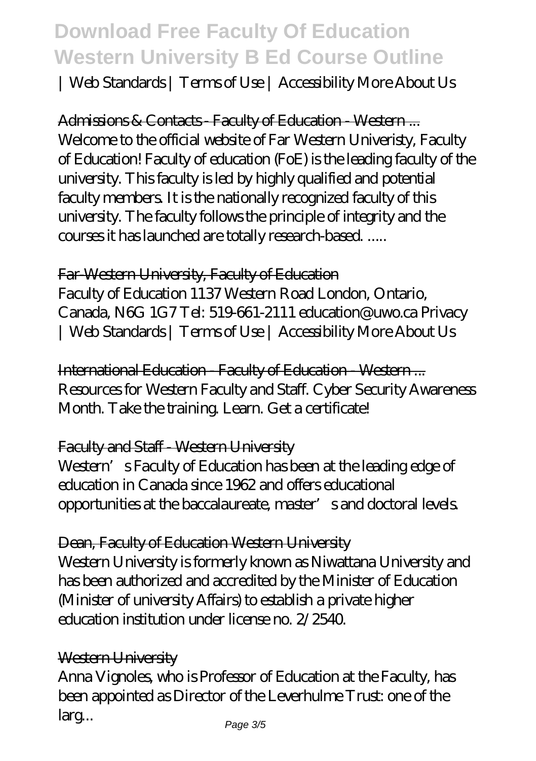| Web Standards | Terms of Use | Accessibility More About Us

Admissions & Contacts - Faculty of Education - Western ...
Welcome to the official website of Far Western Univeristy, Faculty of Education! Faculty of education (FoE) is the leading faculty of the university. This faculty is led by highly qualified and potential faculty members. It is the nationally recognized faculty of this university. The faculty follows the principle of integrity and the courses it has launched are totally research-based. .....

Far-Western University, Faculty of Education
Faculty of Education 1137 Western Road London, Ontario, Canada, N6G 1G7 Tel: 519-661-2111 education@uwo.ca Privacy | Web Standards | Terms of Use | Accessibility More About Us

International Education - Faculty of Education - Western ...
Resources for Western Faculty and Staff. Cyber Security Awareness Month. Take the training. Learn. Get a certificate!

Faculty and Staff - Western University
Western's Faculty of Education has been at the leading edge of education in Canada since 1962 and offers educational opportunities at the baccalaureate, master's and doctoral levels.

Dean, Faculty of Education Western University
Western University is formerly known as Niwattana University and has been authorized and accredited by the Minister of Education (Minister of university Affairs) to establish a private higher education institution under license no. 2/2540.

Western University
Anna Vignoles, who is Professor of Education at the Faculty, has been appointed as Director of the Leverhulme Trust: one of the larg...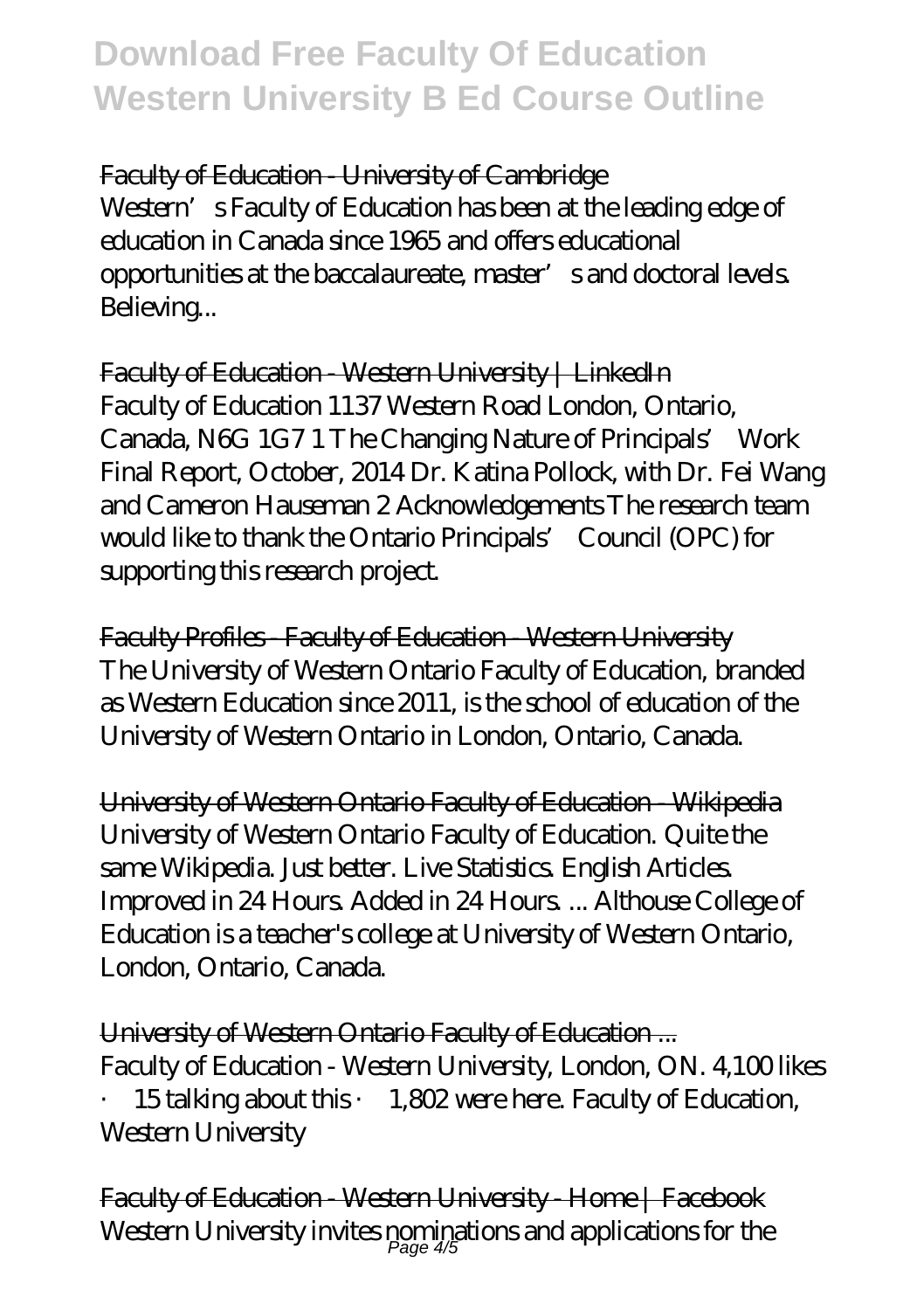Faculty of Education - University of Cambridge

Western's Faculty of Education has been at the leading edge of education in Canada since 1965 and offers educational opportunities at the baccalaureate, master's and doctoral levels. Believing...

Faculty of Education - Western University | LinkedIn

Faculty of Education 1137 Western Road London, Ontario, Canada, N6G 1G7 1 The Changing Nature of Principals' Work Final Report, October, 2014 Dr. Katina Pollock, with Dr. Fei Wang and Cameron Hauseman 2 Acknowledgements The research team would like to thank the Ontario Principals' Council (OPC) for supporting this research project.

Faculty Profiles - Faculty of Education - Western University

The University of Western Ontario Faculty of Education, branded as Western Education since 2011, is the school of education of the University of Western Ontario in London, Ontario, Canada.

University of Western Ontario Faculty of Education - Wikipedia

University of Western Ontario Faculty of Education. Quite the same Wikipedia. Just better. Live Statistics. English Articles. Improved in 24 Hours. Added in 24 Hours. ... Althouse College of Education is a teacher's college at University of Western Ontario, London, Ontario, Canada.

University of Western Ontario Faculty of Education ...

Faculty of Education - Western University, London, ON. 4,100 likes · 15 talking about this · 1,802 were here. Faculty of Education, Western University

Faculty of Education - Western University - Home | Facebook

Western University invites nominations and applications for the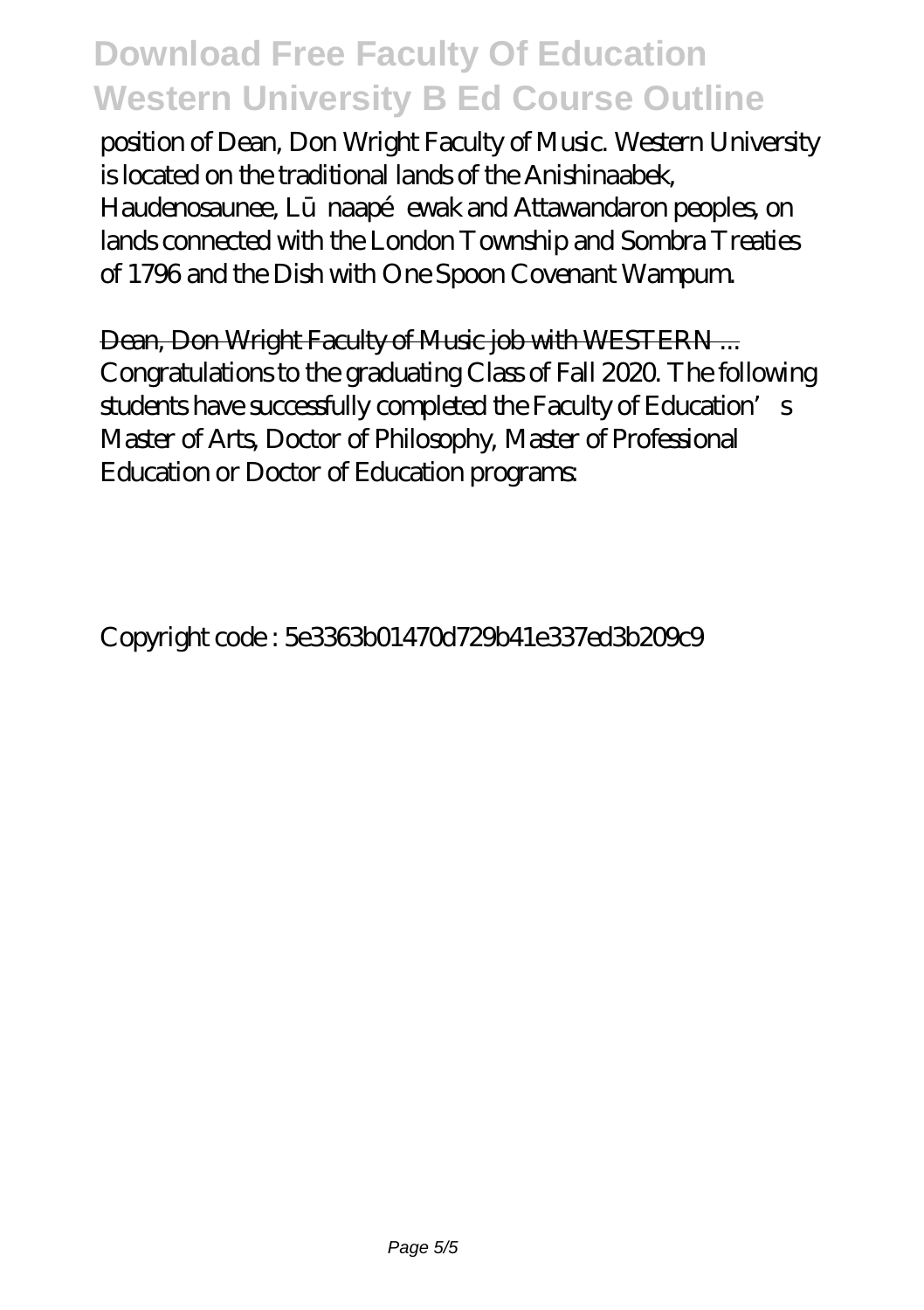position of Dean, Don Wright Faculty of Music. Western University is located on the traditional lands of the Anishinaabek, Haudenosaunee, Lūnaapéewak and Attawandaron peoples, on lands connected with the London Township and Sombra Treaties of 1796 and the Dish with One Spoon Covenant Wampum.

Dean, Don Wright Faculty of Music job with WESTERN ...
Congratulations to the graduating Class of Fall 2020. The following students have successfully completed the Faculty of Education's Master of Arts, Doctor of Philosophy, Master of Professional Education or Doctor of Education programs:

Copyright code : 5e3363b01470d729b41e337ed3b209c9